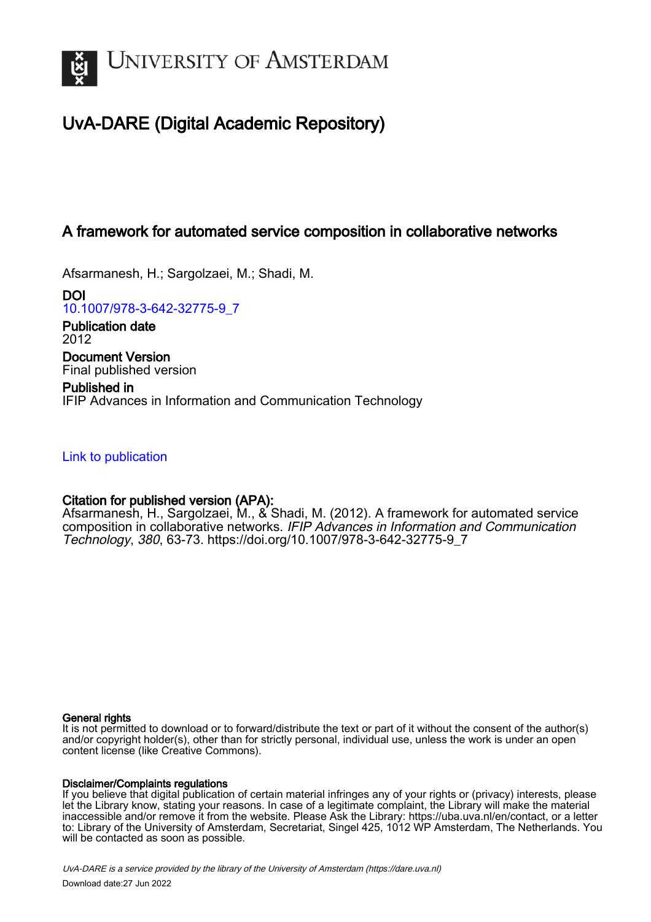# UvA-DARE (Digital Academic Repository)

## A framework for automated service composition in collaborative networks

Afsarmanesh, H.; Sargolzaei, M.; Shadi, M.

**DOI**
10.1007/978-3-642-32775-9_7

**Publication date**
2012

**Document Version**
Final published version

**Published in**
IFIP Advances in Information and Communication Technology

Link to publication

**Citation for published version (APA):**
Afsarmanesh, H., Sargolzaei, M., & Shadi, M. (2012). A framework for automated service composition in collaborative networks. *IFIP Advances in Information and Communication Technology*, *380*, 63-73. https://doi.org/10.1007/978-3-642-32775-9_7

**General rights**
It is not permitted to download or to forward/distribute the text or part of it without the consent of the author(s) and/or copyright holder(s), other than for strictly personal, individual use, unless the work is under an open content license (like Creative Commons).

**Disclaimer/Complaints regulations**
If you believe that digital publication of certain material infringes any of your rights or (privacy) interests, please let the Library know, stating your reasons. In case of a legitimate complaint, the Library will make the material inaccessible and/or remove it from the website. Please Ask the Library: https://uba.uva.nl/en/contact, or a letter to: Library of the University of Amsterdam, Secretariat, Singel 425, 1012 WP Amsterdam, The Netherlands. You will be contacted as soon as possible.

*UvA-DARE is a service provided by the library of the University of Amsterdam (https://dare.uva.nl)*

Download date:27 Jun 2022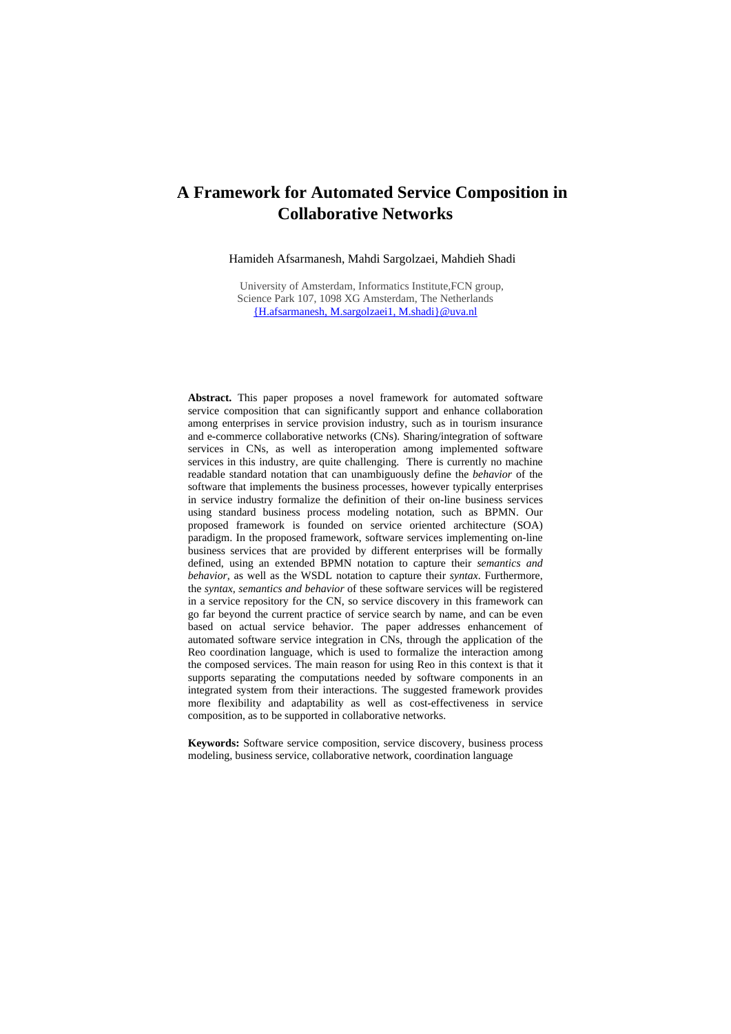# A Framework for Automated Service Composition in Collaborative Networks

Hamideh Afsarmanesh, Mahdi Sargolzaei, Mahdieh Shadi

University of Amsterdam, Informatics Institute,FCN group,
Science Park 107, 1098 XG Amsterdam, The Netherlands
{H.afsarmanesh, M.sargolzaei1, M.shadi}@uva.nl

**Abstract.** This paper proposes a novel framework for automated software service composition that can significantly support and enhance collaboration among enterprises in service provision industry, such as in tourism insurance and e-commerce collaborative networks (CNs). Sharing/integration of software services in CNs, as well as interoperation among implemented software services in this industry, are quite challenging. There is currently no machine readable standard notation that can unambiguously define the *behavior* of the software that implements the business processes, however typically enterprises in service industry formalize the definition of their on-line business services using standard business process modeling notation, such as BPMN. Our proposed framework is founded on service oriented architecture (SOA) paradigm. In the proposed framework, software services implementing on-line business services that are provided by different enterprises will be formally defined, using an extended BPMN notation to capture their *semantics and behavior*, as well as the WSDL notation to capture their *syntax*. Furthermore, the *syntax, semantics and behavior* of these software services will be registered in a service repository for the CN, so service discovery in this framework can go far beyond the current practice of service search by name, and can be even based on actual service behavior. The paper addresses enhancement of automated software service integration in CNs, through the application of the Reo coordination language, which is used to formalize the interaction among the composed services. The main reason for using Reo in this context is that it supports separating the computations needed by software components in an integrated system from their interactions. The suggested framework provides more flexibility and adaptability as well as cost-effectiveness in service composition, as to be supported in collaborative networks.

**Keywords:** Software service composition, service discovery, business process modeling, business service, collaborative network, coordination language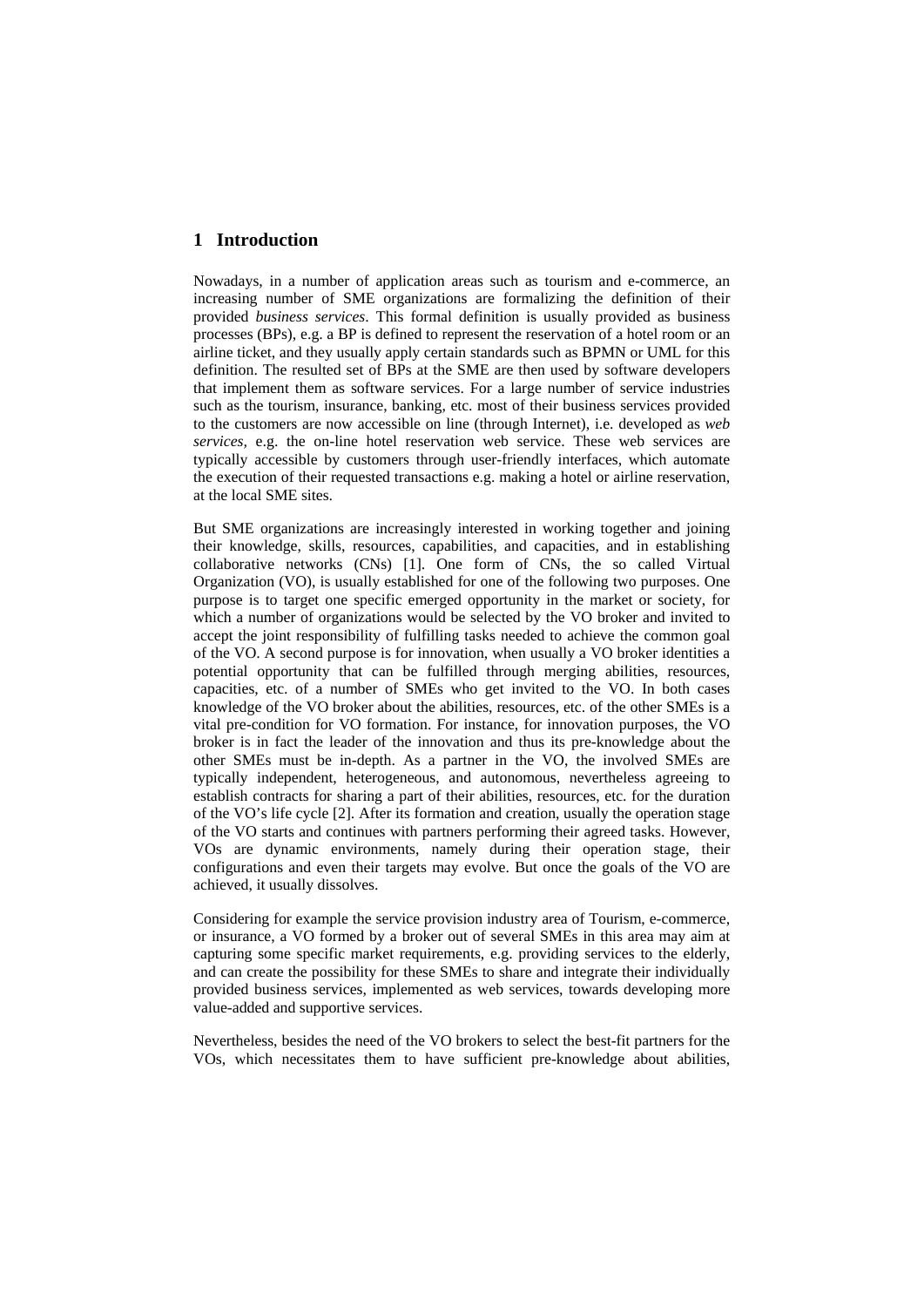## 1 Introduction

Nowadays, in a number of application areas such as tourism and e-commerce, an increasing number of SME organizations are formalizing the definition of their provided *business services*. This formal definition is usually provided as business processes (BPs), e.g. a BP is defined to represent the reservation of a hotel room or an airline ticket, and they usually apply certain standards such as BPMN or UML for this definition. The resulted set of BPs at the SME are then used by software developers that implement them as software services. For a large number of service industries such as the tourism, insurance, banking, etc. most of their business services provided to the customers are now accessible on line (through Internet), i.e. developed as *web services,* e.g. the on-line hotel reservation web service. These web services are typically accessible by customers through user-friendly interfaces, which automate the execution of their requested transactions e.g. making a hotel or airline reservation, at the local SME sites.

But SME organizations are increasingly interested in working together and joining their knowledge, skills, resources, capabilities, and capacities, and in establishing collaborative networks (CNs) [1]. One form of CNs, the so called Virtual Organization (VO), is usually established for one of the following two purposes. One purpose is to target one specific emerged opportunity in the market or society, for which a number of organizations would be selected by the VO broker and invited to accept the joint responsibility of fulfilling tasks needed to achieve the common goal of the VO. A second purpose is for innovation, when usually a VO broker identities a potential opportunity that can be fulfilled through merging abilities, resources, capacities, etc. of a number of SMEs who get invited to the VO. In both cases knowledge of the VO broker about the abilities, resources, etc. of the other SMEs is a vital pre-condition for VO formation. For instance, for innovation purposes, the VO broker is in fact the leader of the innovation and thus its pre-knowledge about the other SMEs must be in-depth. As a partner in the VO, the involved SMEs are typically independent, heterogeneous, and autonomous, nevertheless agreeing to establish contracts for sharing a part of their abilities, resources, etc. for the duration of the VO's life cycle [2]. After its formation and creation, usually the operation stage of the VO starts and continues with partners performing their agreed tasks. However, VOs are dynamic environments, namely during their operation stage, their configurations and even their targets may evolve. But once the goals of the VO are achieved, it usually dissolves.

Considering for example the service provision industry area of Tourism, e-commerce, or insurance, a VO formed by a broker out of several SMEs in this area may aim at capturing some specific market requirements, e.g. providing services to the elderly, and can create the possibility for these SMEs to share and integrate their individually provided business services, implemented as web services, towards developing more value-added and supportive services.

Nevertheless, besides the need of the VO brokers to select the best-fit partners for the VOs, which necessitates them to have sufficient pre-knowledge about abilities,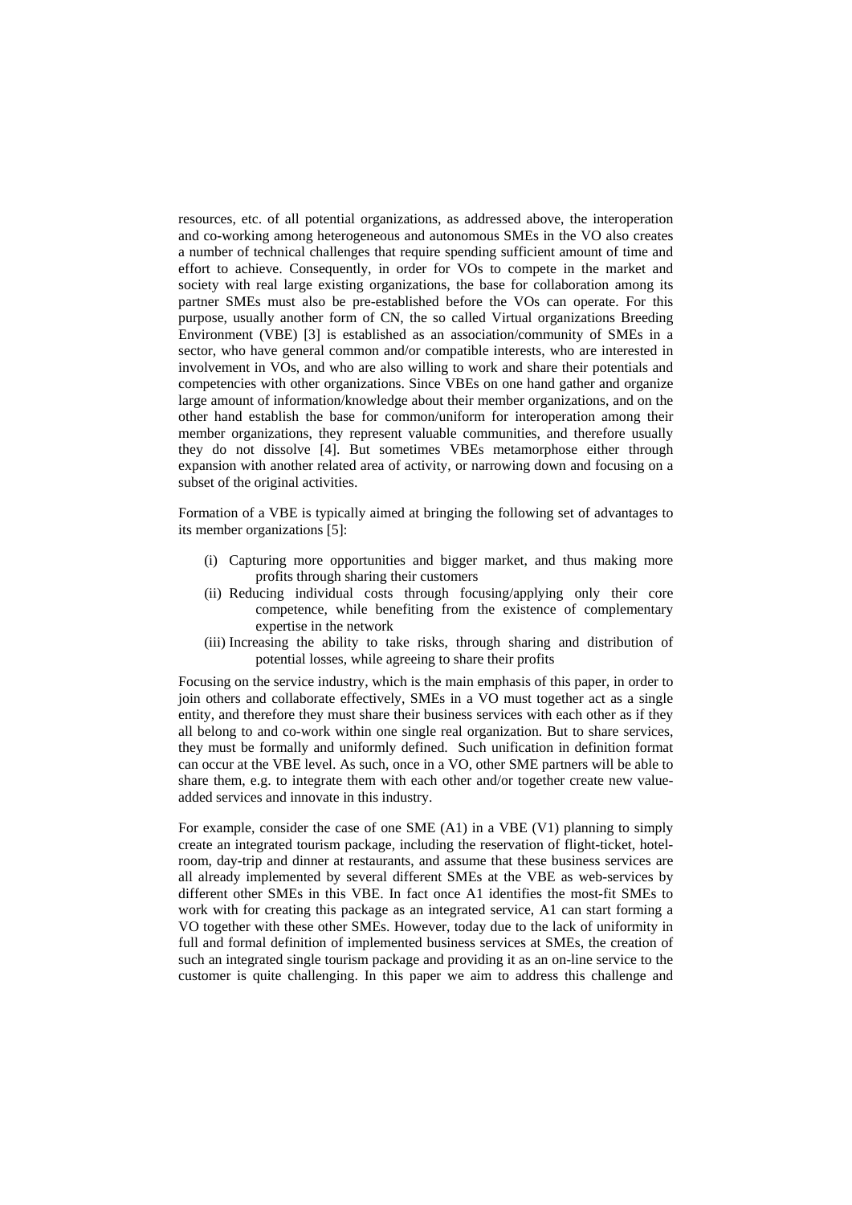resources, etc. of all potential organizations, as addressed above, the interoperation and co-working among heterogeneous and autonomous SMEs in the VO also creates a number of technical challenges that require spending sufficient amount of time and effort to achieve. Consequently, in order for VOs to compete in the market and society with real large existing organizations, the base for collaboration among its partner SMEs must also be pre-established before the VOs can operate. For this purpose, usually another form of CN, the so called Virtual organizations Breeding Environment (VBE) [3] is established as an association/community of SMEs in a sector, who have general common and/or compatible interests, who are interested in involvement in VOs, and who are also willing to work and share their potentials and competencies with other organizations. Since VBEs on one hand gather and organize large amount of information/knowledge about their member organizations, and on the other hand establish the base for common/uniform for interoperation among their member organizations, they represent valuable communities, and therefore usually they do not dissolve [4]. But sometimes VBEs metamorphose either through expansion with another related area of activity, or narrowing down and focusing on a subset of the original activities.

Formation of a VBE is typically aimed at bringing the following set of advantages to its member organizations [5]:

(i) Capturing more opportunities and bigger market, and thus making more profits through sharing their customers
(ii) Reducing individual costs through focusing/applying only their core competence, while benefiting from the existence of complementary expertise in the network
(iii) Increasing the ability to take risks, through sharing and distribution of potential losses, while agreeing to share their profits

Focusing on the service industry, which is the main emphasis of this paper, in order to join others and collaborate effectively, SMEs in a VO must together act as a single entity, and therefore they must share their business services with each other as if they all belong to and co-work within one single real organization. But to share services, they must be formally and uniformly defined. Such unification in definition format can occur at the VBE level. As such, once in a VO, other SME partners will be able to share them, e.g. to integrate them with each other and/or together create new value-added services and innovate in this industry.

For example, consider the case of one SME (A1) in a VBE (V1) planning to simply create an integrated tourism package, including the reservation of flight-ticket, hotel-room, day-trip and dinner at restaurants, and assume that these business services are all already implemented by several different SMEs at the VBE as web-services by different other SMEs in this VBE. In fact once A1 identifies the most-fit SMEs to work with for creating this package as an integrated service, A1 can start forming a VO together with these other SMEs. However, today due to the lack of uniformity in full and formal definition of implemented business services at SMEs, the creation of such an integrated single tourism package and providing it as an on-line service to the customer is quite challenging. In this paper we aim to address this challenge and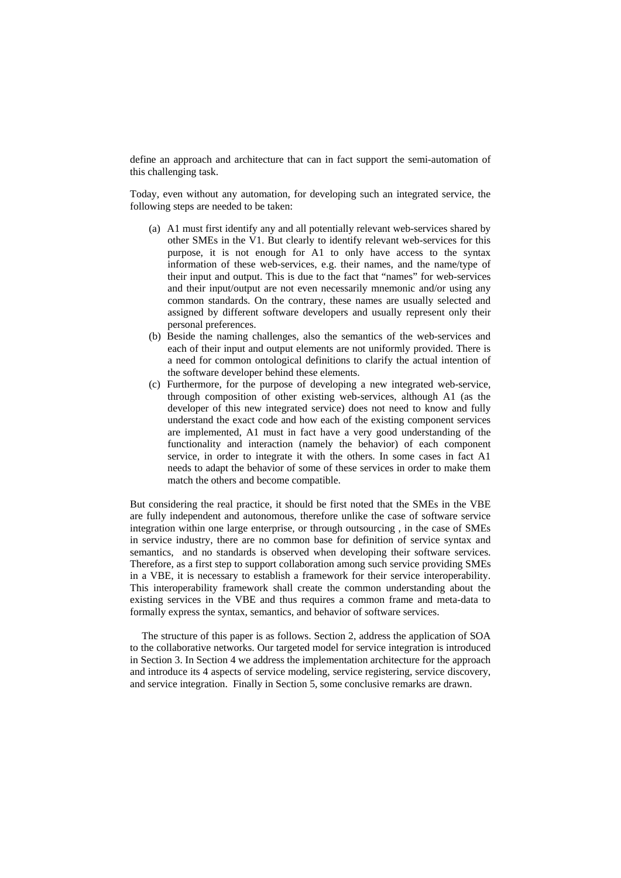define an approach and architecture that can in fact support the semi-automation of this challenging task.

Today, even without any automation, for developing such an integrated service, the following steps are needed to be taken:

(a) A1 must first identify any and all potentially relevant web-services shared by other SMEs in the V1. But clearly to identify relevant web-services for this purpose, it is not enough for A1 to only have access to the syntax information of these web-services, e.g. their names, and the name/type of their input and output. This is due to the fact that "names" for web-services and their input/output are not even necessarily mnemonic and/or using any common standards. On the contrary, these names are usually selected and assigned by different software developers and usually represent only their personal preferences.

(b) Beside the naming challenges, also the semantics of the web-services and each of their input and output elements are not uniformly provided. There is a need for common ontological definitions to clarify the actual intention of the software developer behind these elements.

(c) Furthermore, for the purpose of developing a new integrated web-service, through composition of other existing web-services, although A1 (as the developer of this new integrated service) does not need to know and fully understand the exact code and how each of the existing component services are implemented, A1 must in fact have a very good understanding of the functionality and interaction (namely the behavior) of each component service, in order to integrate it with the others. In some cases in fact A1 needs to adapt the behavior of some of these services in order to make them match the others and become compatible.

But considering the real practice, it should be first noted that the SMEs in the VBE are fully independent and autonomous, therefore unlike the case of software service integration within one large enterprise, or through outsourcing , in the case of SMEs in service industry, there are no common base for definition of service syntax and semantics, and no standards is observed when developing their software services. Therefore, as a first step to support collaboration among such service providing SMEs in a VBE, it is necessary to establish a framework for their service interoperability. This interoperability framework shall create the common understanding about the existing services in the VBE and thus requires a common frame and meta-data to formally express the syntax, semantics, and behavior of software services.

The structure of this paper is as follows. Section 2, address the application of SOA to the collaborative networks. Our targeted model for service integration is introduced in Section 3. In Section 4 we address the implementation architecture for the approach and introduce its 4 aspects of service modeling, service registering, service discovery, and service integration. Finally in Section 5, some conclusive remarks are drawn.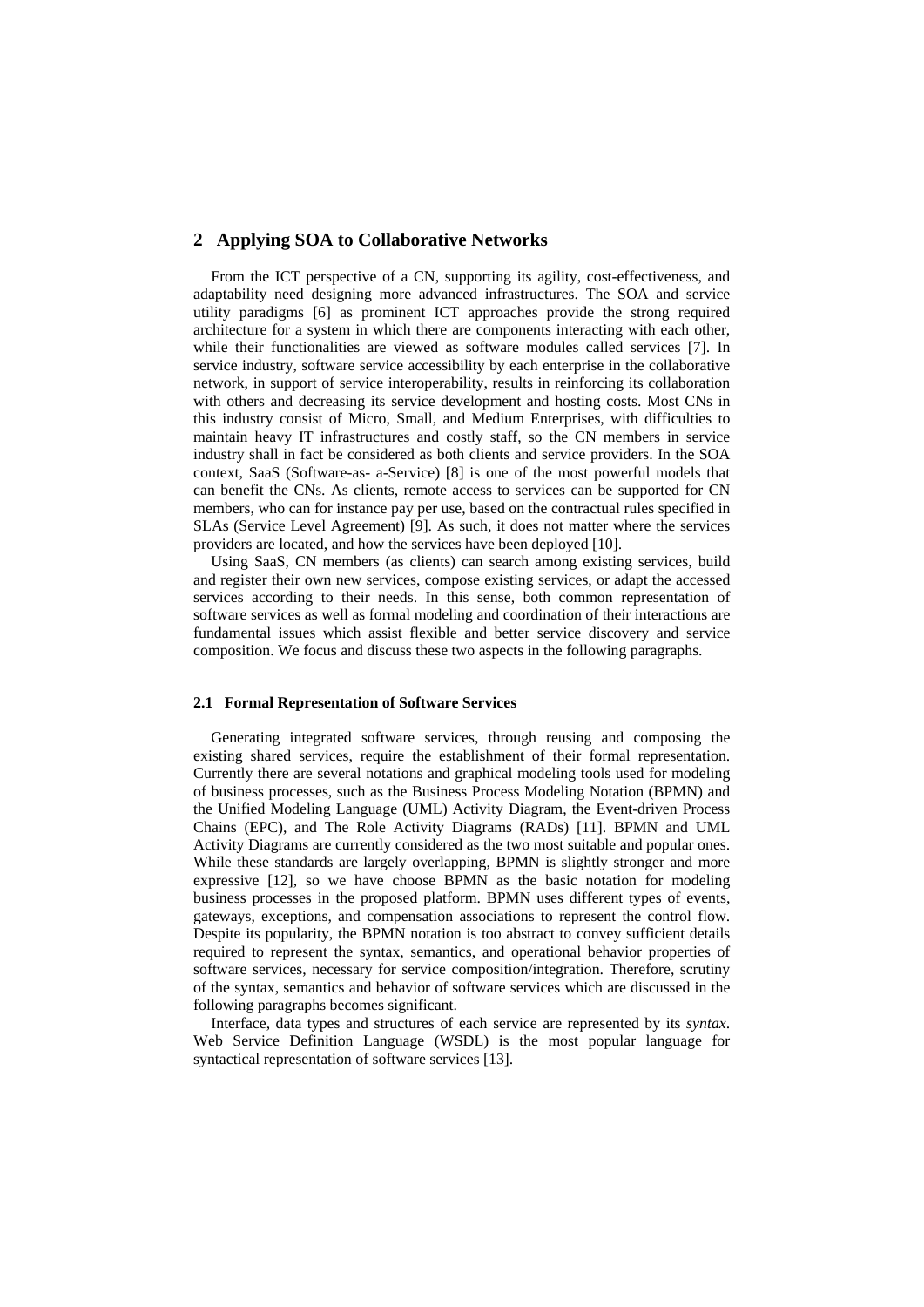## 2 Applying SOA to Collaborative Networks

From the ICT perspective of a CN, supporting its agility, cost-effectiveness, and adaptability need designing more advanced infrastructures. The SOA and service utility paradigms [6] as prominent ICT approaches provide the strong required architecture for a system in which there are components interacting with each other, while their functionalities are viewed as software modules called services [7]. In service industry, software service accessibility by each enterprise in the collaborative network, in support of service interoperability, results in reinforcing its collaboration with others and decreasing its service development and hosting costs. Most CNs in this industry consist of Micro, Small, and Medium Enterprises, with difficulties to maintain heavy IT infrastructures and costly staff, so the CN members in service industry shall in fact be considered as both clients and service providers. In the SOA context, SaaS (Software-as- a-Service) [8] is one of the most powerful models that can benefit the CNs. As clients, remote access to services can be supported for CN members, who can for instance pay per use, based on the contractual rules specified in SLAs (Service Level Agreement) [9]. As such, it does not matter where the services providers are located, and how the services have been deployed [10].

Using SaaS, CN members (as clients) can search among existing services, build and register their own new services, compose existing services, or adapt the accessed services according to their needs. In this sense, both common representation of software services as well as formal modeling and coordination of their interactions are fundamental issues which assist flexible and better service discovery and service composition. We focus and discuss these two aspects in the following paragraphs.

### 2.1 Formal Representation of Software Services

Generating integrated software services, through reusing and composing the existing shared services, require the establishment of their formal representation. Currently there are several notations and graphical modeling tools used for modeling of business processes, such as the Business Process Modeling Notation (BPMN) and the Unified Modeling Language (UML) Activity Diagram, the Event-driven Process Chains (EPC), and The Role Activity Diagrams (RADs) [11]. BPMN and UML Activity Diagrams are currently considered as the two most suitable and popular ones. While these standards are largely overlapping, BPMN is slightly stronger and more expressive [12], so we have choose BPMN as the basic notation for modeling business processes in the proposed platform. BPMN uses different types of events, gateways, exceptions, and compensation associations to represent the control flow. Despite its popularity, the BPMN notation is too abstract to convey sufficient details required to represent the syntax, semantics, and operational behavior properties of software services, necessary for service composition/integration. Therefore, scrutiny of the syntax, semantics and behavior of software services which are discussed in the following paragraphs becomes significant.

Interface, data types and structures of each service are represented by its *syntax*. Web Service Definition Language (WSDL) is the most popular language for syntactical representation of software services [13].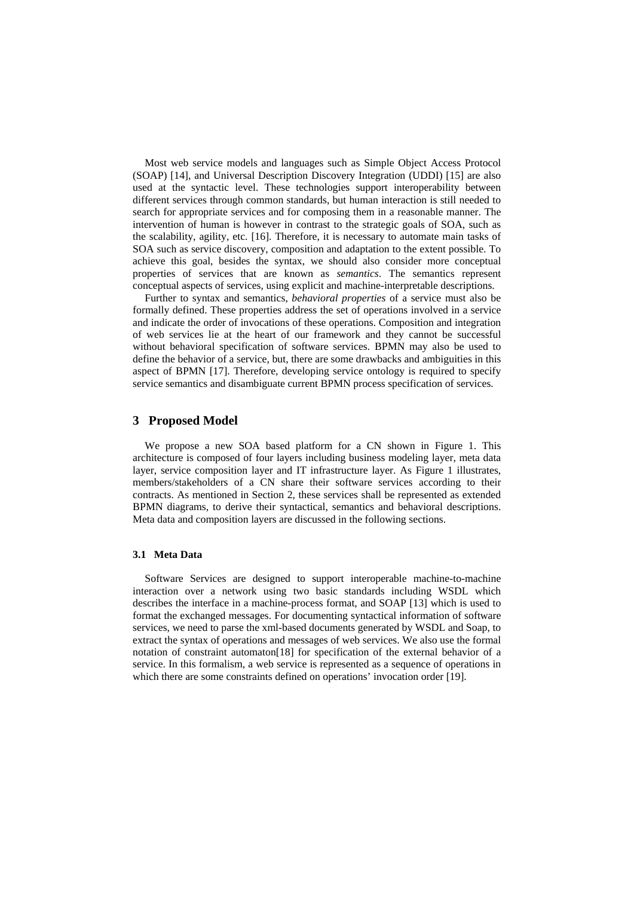Most web service models and languages such as Simple Object Access Protocol (SOAP) [14], and Universal Description Discovery Integration (UDDI) [15] are also used at the syntactic level. These technologies support interoperability between different services through common standards, but human interaction is still needed to search for appropriate services and for composing them in a reasonable manner. The intervention of human is however in contrast to the strategic goals of SOA, such as the scalability, agility, etc. [16]. Therefore, it is necessary to automate main tasks of SOA such as service discovery, composition and adaptation to the extent possible. To achieve this goal, besides the syntax, we should also consider more conceptual properties of services that are known as *semantics*. The semantics represent conceptual aspects of services, using explicit and machine-interpretable descriptions.

Further to syntax and semantics, *behavioral properties* of a service must also be formally defined. These properties address the set of operations involved in a service and indicate the order of invocations of these operations. Composition and integration of web services lie at the heart of our framework and they cannot be successful without behavioral specification of software services. BPMN may also be used to define the behavior of a service, but, there are some drawbacks and ambiguities in this aspect of BPMN [17]. Therefore, developing service ontology is required to specify service semantics and disambiguate current BPMN process specification of services.

## 3 Proposed Model

We propose a new SOA based platform for a CN shown in Figure 1. This architecture is composed of four layers including business modeling layer, meta data layer, service composition layer and IT infrastructure layer. As Figure 1 illustrates, members/stakeholders of a CN share their software services according to their contracts. As mentioned in Section 2, these services shall be represented as extended BPMN diagrams, to derive their syntactical, semantics and behavioral descriptions. Meta data and composition layers are discussed in the following sections.

### 3.1 Meta Data

Software Services are designed to support interoperable machine-to-machine interaction over a network using two basic standards including WSDL which describes the interface in a machine-process format, and SOAP [13] which is used to format the exchanged messages. For documenting syntactical information of software services, we need to parse the xml-based documents generated by WSDL and Soap, to extract the syntax of operations and messages of web services. We also use the formal notation of constraint automaton[18] for specification of the external behavior of a service. In this formalism, a web service is represented as a sequence of operations in which there are some constraints defined on operations' invocation order [19].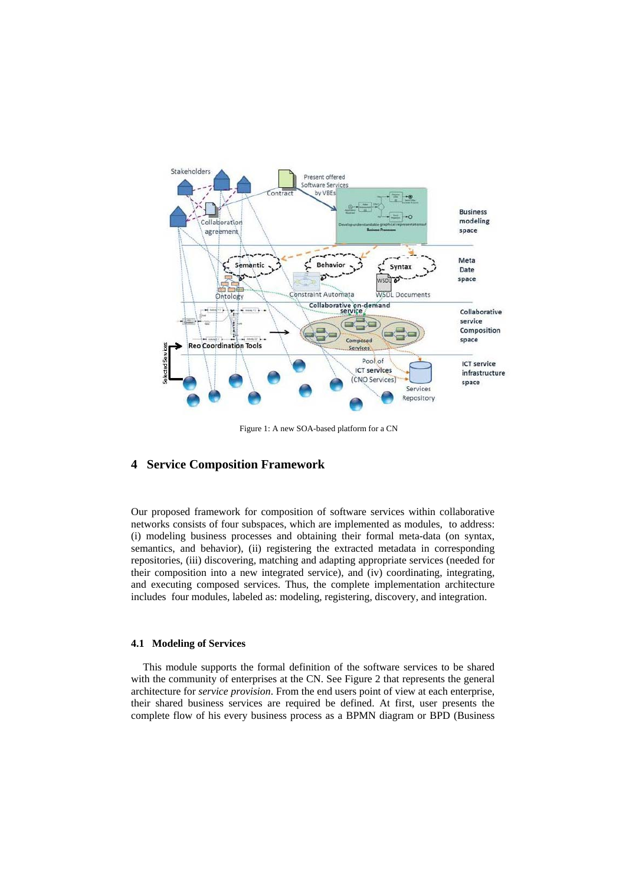Figure 1: A new SOA-based platform for a CN

## 4 Service Composition Framework

Our proposed framework for composition of software services within collaborative networks consists of four subspaces, which are implemented as modules, to address: (i) modeling business processes and obtaining their formal meta-data (on syntax, semantics, and behavior), (ii) registering the extracted metadata in corresponding repositories, (iii) discovering, matching and adapting appropriate services (needed for their composition into a new integrated service), and (iv) coordinating, integrating, and executing composed services. Thus, the complete implementation architecture includes four modules, labeled as: modeling, registering, discovery, and integration.

### 4.1 Modeling of Services

This module supports the formal definition of the software services to be shared with the community of enterprises at the CN. See Figure 2 that represents the general architecture for *service provision*. From the end users point of view at each enterprise, their shared business services are required be defined. At first, user presents the complete flow of his every business process as a BPMN diagram or BPD (Business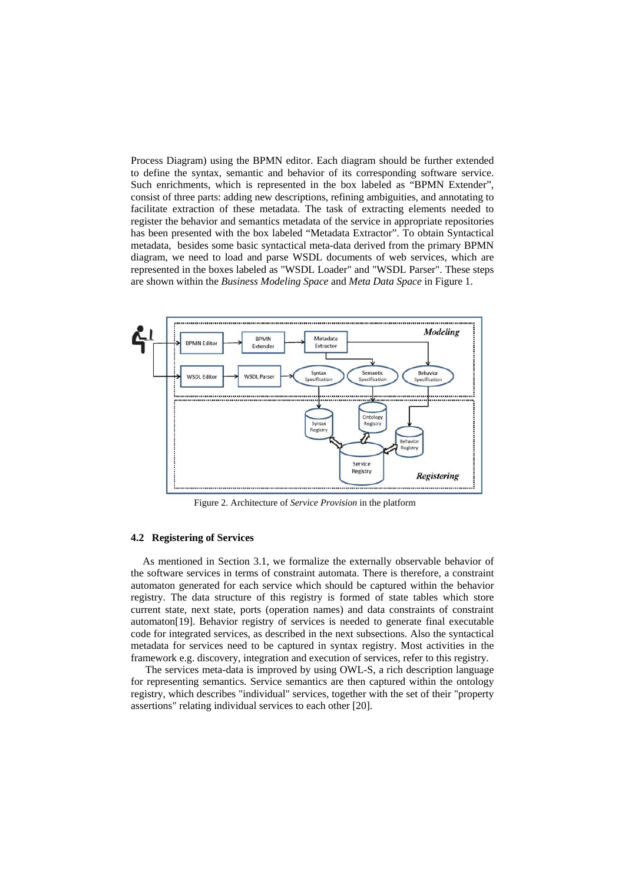Process Diagram) using the BPMN editor. Each diagram should be further extended to define the syntax, semantic and behavior of its corresponding software service. Such enrichments, which is represented in the box labeled as "BPMN Extender", consist of three parts: adding new descriptions, refining ambiguities, and annotating to facilitate extraction of these metadata. The task of extracting elements needed to register the behavior and semantics metadata of the service in appropriate repositories has been presented with the box labeled "Metadata Extractor". To obtain Syntactical metadata, besides some basic syntactical meta-data derived from the primary BPMN diagram, we need to load and parse WSDL documents of web services, which are represented in the boxes labeled as "WSDL Loader" and "WSDL Parser". These steps are shown within the *Business Modeling Space* and *Meta Data Space* in Figure 1.

Figure 2. Architecture of *Service Provision* in the platform

### 4.2 Registering of Services

As mentioned in Section 3.1, we formalize the externally observable behavior of the software services in terms of constraint automata. There is therefore, a constraint automaton generated for each service which should be captured within the behavior registry. The data structure of this registry is formed of state tables which store current state, next state, ports (operation names) and data constraints of constraint automaton[19]. Behavior registry of services is needed to generate final executable code for integrated services, as described in the next subsections. Also the syntactical metadata for services need to be captured in syntax registry. Most activities in the framework e.g. discovery, integration and execution of services, refer to this registry.

The services meta-data is improved by using OWL-S, a rich description language for representing semantics. Service semantics are then captured within the ontology registry, which describes "individual" services, together with the set of their "property assertions" relating individual services to each other [20].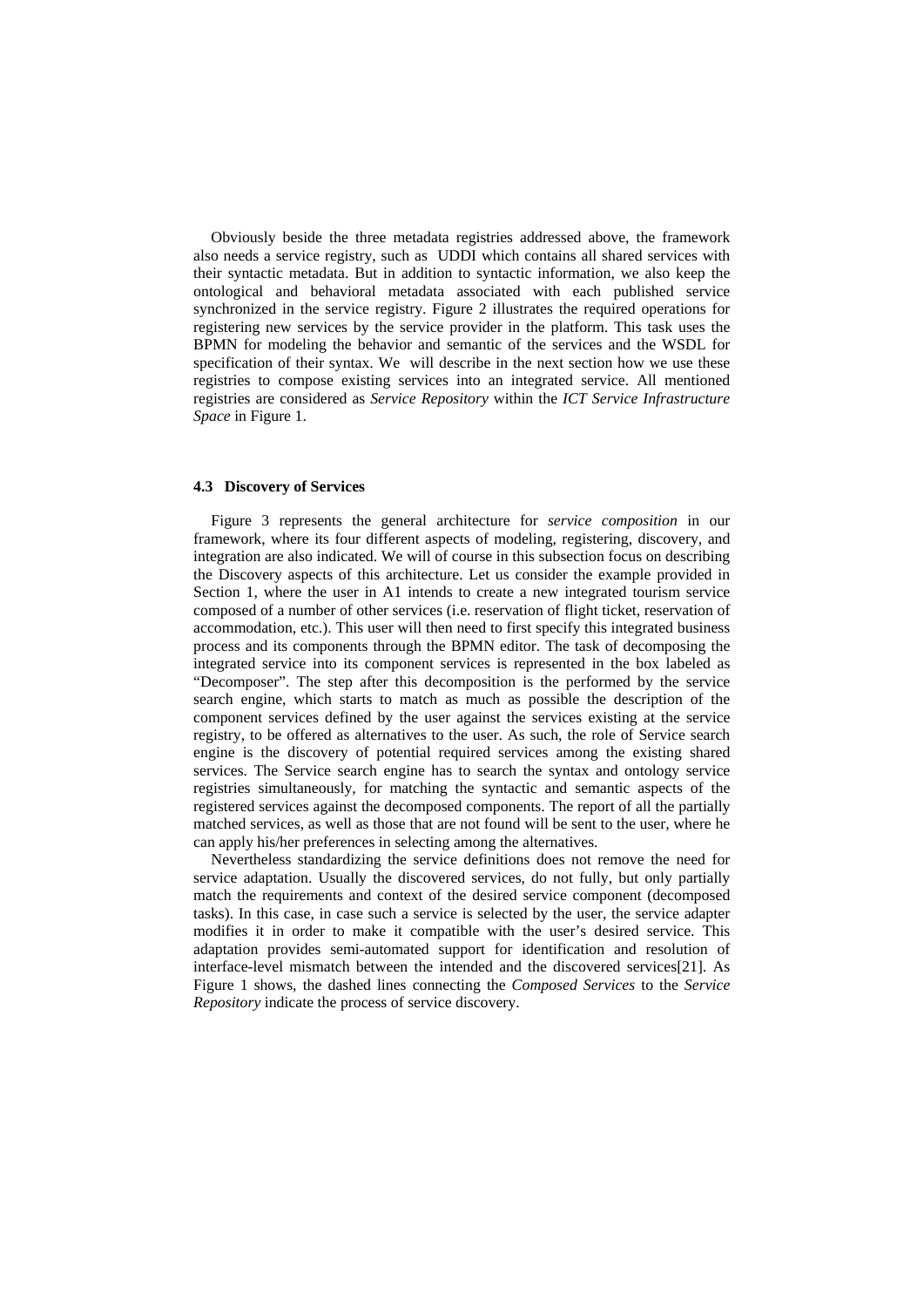Obviously beside the three metadata registries addressed above, the framework also needs a service registry, such as UDDI which contains all shared services with their syntactic metadata. But in addition to syntactic information, we also keep the ontological and behavioral metadata associated with each published service synchronized in the service registry. Figure 2 illustrates the required operations for registering new services by the service provider in the platform. This task uses the BPMN for modeling the behavior and semantic of the services and the WSDL for specification of their syntax. We will describe in the next section how we use these registries to compose existing services into an integrated service. All mentioned registries are considered as *Service Repository* within the *ICT Service Infrastructure Space* in Figure 1.

### 4.3 Discovery of Services

Figure 3 represents the general architecture for *service composition* in our framework, where its four different aspects of modeling, registering, discovery, and integration are also indicated. We will of course in this subsection focus on describing the Discovery aspects of this architecture. Let us consider the example provided in Section 1, where the user in A1 intends to create a new integrated tourism service composed of a number of other services (i.e. reservation of flight ticket, reservation of accommodation, etc.). This user will then need to first specify this integrated business process and its components through the BPMN editor. The task of decomposing the integrated service into its component services is represented in the box labeled as "Decomposer". The step after this decomposition is the performed by the service search engine, which starts to match as much as possible the description of the component services defined by the user against the services existing at the service registry, to be offered as alternatives to the user. As such, the role of Service search engine is the discovery of potential required services among the existing shared services. The Service search engine has to search the syntax and ontology service registries simultaneously, for matching the syntactic and semantic aspects of the registered services against the decomposed components. The report of all the partially matched services, as well as those that are not found will be sent to the user, where he can apply his/her preferences in selecting among the alternatives.

Nevertheless standardizing the service definitions does not remove the need for service adaptation. Usually the discovered services, do not fully, but only partially match the requirements and context of the desired service component (decomposed tasks). In this case, in case such a service is selected by the user, the service adapter modifies it in order to make it compatible with the user's desired service. This adaptation provides semi-automated support for identification and resolution of interface-level mismatch between the intended and the discovered services[21]. As Figure 1 shows, the dashed lines connecting the *Composed Services* to the *Service Repository* indicate the process of service discovery.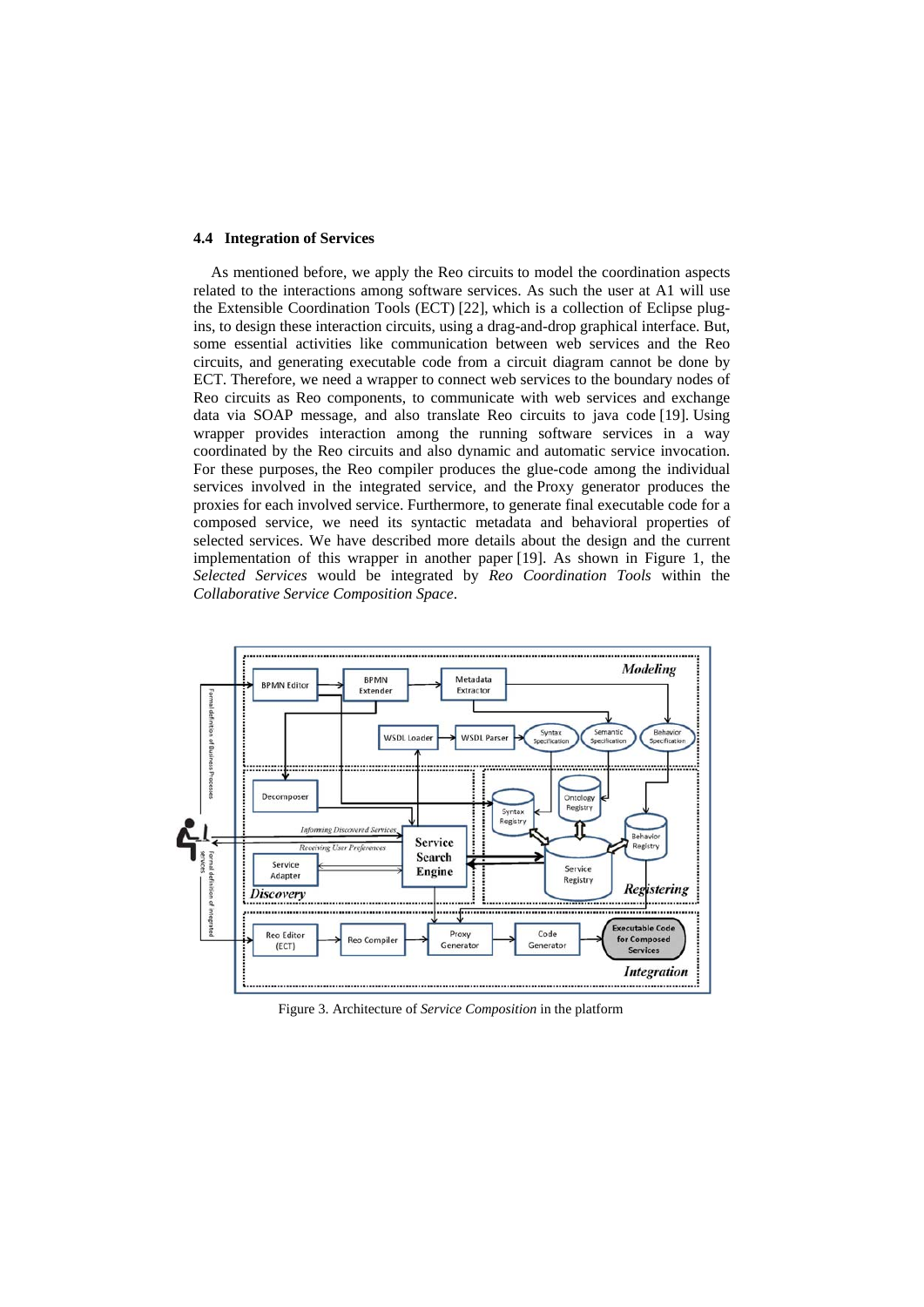### 4.4 Integration of Services

As mentioned before, we apply the Reo circuits to model the coordination aspects related to the interactions among software services. As such the user at A1 will use the Extensible Coordination Tools (ECT) [22], which is a collection of Eclipse plug-ins, to design these interaction circuits, using a drag-and-drop graphical interface. But, some essential activities like communication between web services and the Reo circuits, and generating executable code from a circuit diagram cannot be done by ECT. Therefore, we need a wrapper to connect web services to the boundary nodes of Reo circuits as Reo components, to communicate with web services and exchange data via SOAP message, and also translate Reo circuits to java code [19]. Using wrapper provides interaction among the running software services in a way coordinated by the Reo circuits and also dynamic and automatic service invocation. For these purposes, the Reo compiler produces the glue-code among the individual services involved in the integrated service, and the Proxy generator produces the proxies for each involved service. Furthermore, to generate final executable code for a composed service, we need its syntactic metadata and behavioral properties of selected services. We have described more details about the design and the current implementation of this wrapper in another paper [19]. As shown in Figure 1, the *Selected Services* would be integrated by *Reo Coordination Tools* within the *Collaborative Service Composition Space*.

Figure 3. Architecture of *Service Composition* in the platform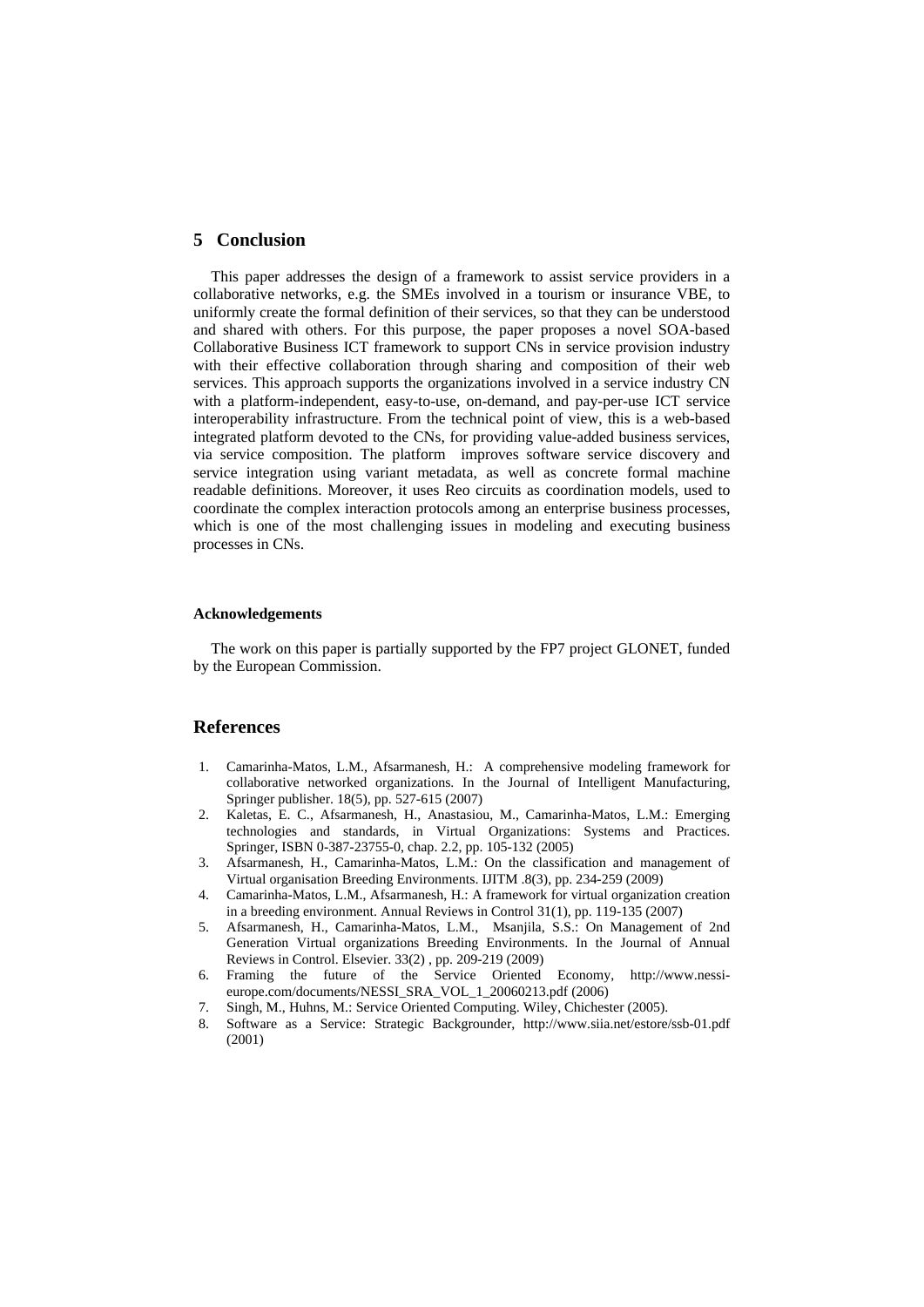## 5 Conclusion

This paper addresses the design of a framework to assist service providers in a collaborative networks, e.g. the SMEs involved in a tourism or insurance VBE, to uniformly create the formal definition of their services, so that they can be understood and shared with others. For this purpose, the paper proposes a novel SOA-based Collaborative Business ICT framework to support CNs in service provision industry with their effective collaboration through sharing and composition of their web services. This approach supports the organizations involved in a service industry CN with a platform-independent, easy-to-use, on-demand, and pay-per-use ICT service interoperability infrastructure. From the technical point of view, this is a web-based integrated platform devoted to the CNs, for providing value-added business services, via service composition. The platform improves software service discovery and service integration using variant metadata, as well as concrete formal machine readable definitions. Moreover, it uses Reo circuits as coordination models, used to coordinate the complex interaction protocols among an enterprise business processes, which is one of the most challenging issues in modeling and executing business processes in CNs.

#### Acknowledgements

The work on this paper is partially supported by the FP7 project GLONET, funded by the European Commission.

## References

1. Camarinha-Matos, L.M., Afsarmanesh, H.: A comprehensive modeling framework for collaborative networked organizations. In the Journal of Intelligent Manufacturing, Springer publisher. 18(5), pp. 527-615 (2007)
2. Kaletas, E. C., Afsarmanesh, H., Anastasiou, M., Camarinha-Matos, L.M.: Emerging technologies and standards, in Virtual Organizations: Systems and Practices. Springer, ISBN 0-387-23755-0, chap. 2.2, pp. 105-132 (2005)
3. Afsarmanesh, H., Camarinha-Matos, L.M.: On the classification and management of Virtual organisation Breeding Environments. IJITM .8(3), pp. 234-259 (2009)
4. Camarinha-Matos, L.M., Afsarmanesh, H.: A framework for virtual organization creation in a breeding environment. Annual Reviews in Control 31(1), pp. 119-135 (2007)
5. Afsarmanesh, H., Camarinha-Matos, L.M., Msanjila, S.S.: On Management of 2nd Generation Virtual organizations Breeding Environments. In the Journal of Annual Reviews in Control. Elsevier. 33(2) , pp. 209-219 (2009)
6. Framing the future of the Service Oriented Economy, http://www.nessi-europe.com/documents/NESSI_SRA_VOL_1_20060213.pdf (2006)
7. Singh, M., Huhns, M.: Service Oriented Computing. Wiley, Chichester (2005).
8. Software as a Service: Strategic Backgrounder, http://www.siia.net/estore/ssb-01.pdf (2001)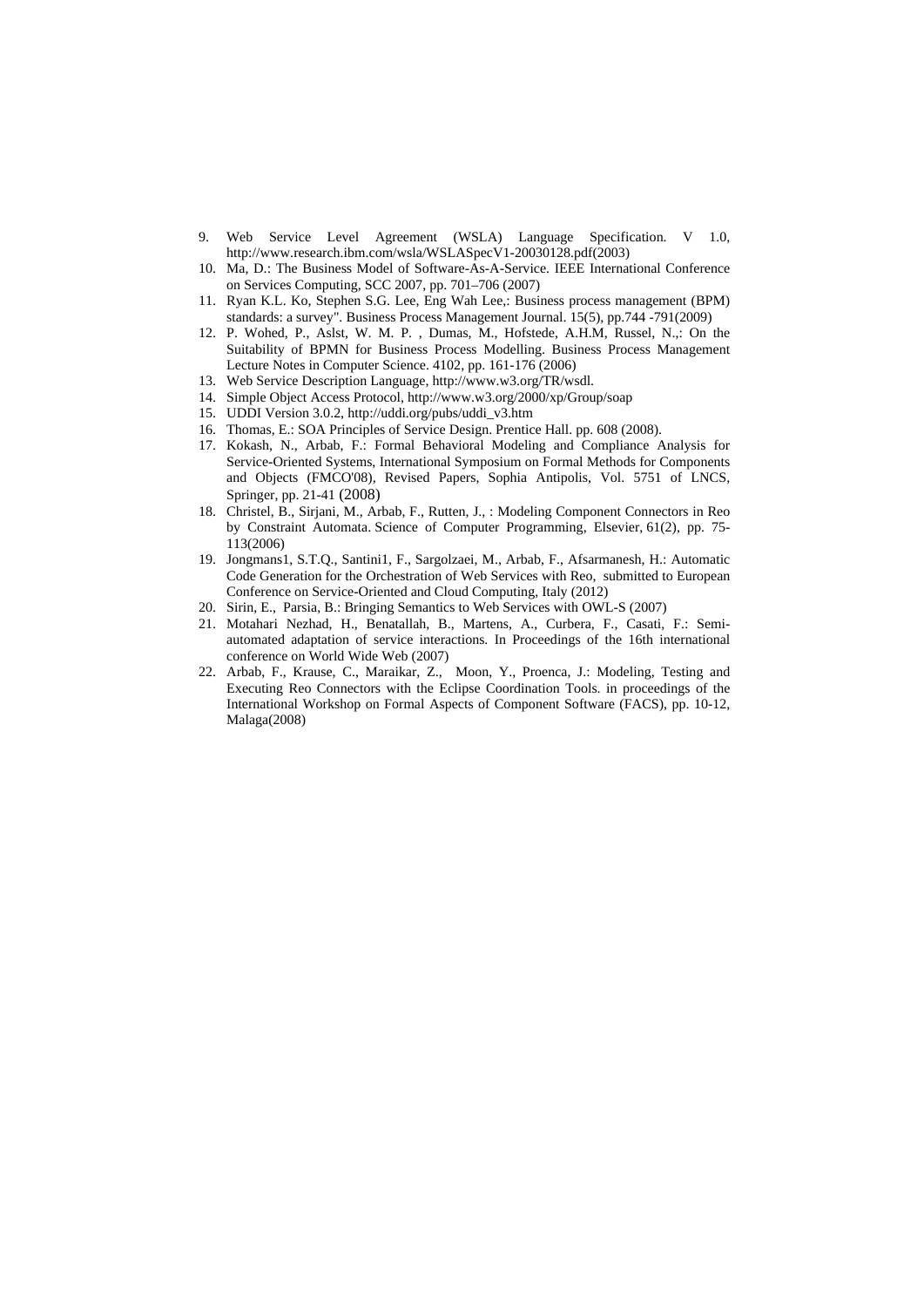9. Web Service Level Agreement (WSLA) Language Specification. V 1.0, http://www.research.ibm.com/wsla/WSLASpecV1-20030128.pdf(2003)
10. Ma, D.: The Business Model of Software-As-A-Service. IEEE International Conference on Services Computing, SCC 2007, pp. 701–706 (2007)
11. Ryan K.L. Ko, Stephen S.G. Lee, Eng Wah Lee,: Business process management (BPM) standards: a survey". Business Process Management Journal. 15(5), pp.744 -791(2009)
12. P. Wohed, P., Aslst, W. M. P. , Dumas, M., Hofstede, A.H.M, Russel, N.,: On the Suitability of BPMN for Business Process Modelling. Business Process Management Lecture Notes in Computer Science. 4102, pp. 161-176 (2006)
13. Web Service Description Language, http://www.w3.org/TR/wsdl.
14. Simple Object Access Protocol, http://www.w3.org/2000/xp/Group/soap
15. UDDI Version 3.0.2, http://uddi.org/pubs/uddi_v3.htm
16. Thomas, E.: SOA Principles of Service Design. Prentice Hall. pp. 608 (2008).
17. Kokash, N., Arbab, F.: Formal Behavioral Modeling and Compliance Analysis for Service-Oriented Systems, International Symposium on Formal Methods for Components and Objects (FMCO'08), Revised Papers, Sophia Antipolis, Vol. 5751 of LNCS, Springer, pp. 21-41 (2008)
18. Christel, B., Sirjani, M., Arbab, F., Rutten, J., : Modeling Component Connectors in Reo by Constraint Automata. Science of Computer Programming, Elsevier, 61(2), pp. 75-113(2006)
19. Jongmans1, S.T.Q., Santini1, F., Sargolzaei, M., Arbab, F., Afsarmanesh, H.: Automatic Code Generation for the Orchestration of Web Services with Reo, submitted to European Conference on Service-Oriented and Cloud Computing, Italy (2012)
20. Sirin, E., Parsia, B.: Bringing Semantics to Web Services with OWL-S (2007)
21. Motahari Nezhad, H., Benatallah, B., Martens, A., Curbera, F., Casati, F.: Semi-automated adaptation of service interactions. In Proceedings of the 16th international conference on World Wide Web (2007)
22. Arbab, F., Krause, C., Maraikar, Z., Moon, Y., Proenca, J.: Modeling, Testing and Executing Reo Connectors with the Eclipse Coordination Tools. in proceedings of the International Workshop on Formal Aspects of Component Software (FACS), pp. 10-12, Malaga(2008)